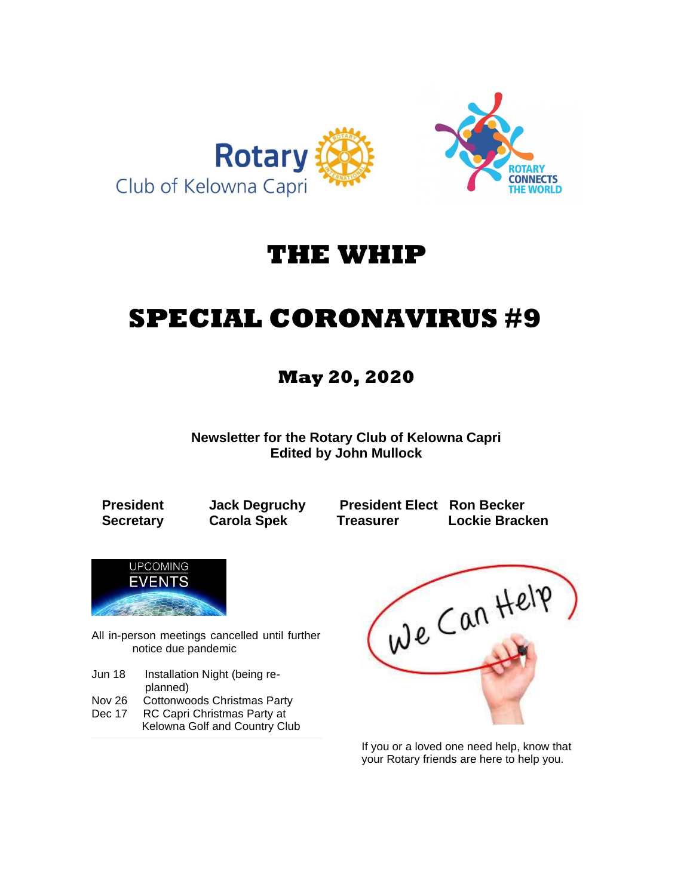Rotary Club of Kelowna Capri

ROTARY CONNECTS THE WORLD

# THE WHIP

# SPECIAL CORONAVIRUS #9

## May 20, 2020

**Newsletter for the Rotary Club of Kelowna Capri**
**Edited by John Mullock**

| | | | |
|---|---|---|---|
| **President** | **Jack Degruchy** | **President Elect** | **Ron Becker** |
| **Secretary** | **Carola Spek** | **Treasurer** | **Lockie Bracken** |

UPCOMING EVENTS

All in-person meetings cancelled until further notice due pandemic

| | |
|---|---|
| Jun 18 | Installation Night (being re-planned) |
| Nov 26 | Cottonwoods Christmas Party |
| Dec 17 | RC Capri Christmas Party at Kelowna Golf and Country Club |

We Can Help

If you or a loved one need help, know that your Rotary friends are here to help you.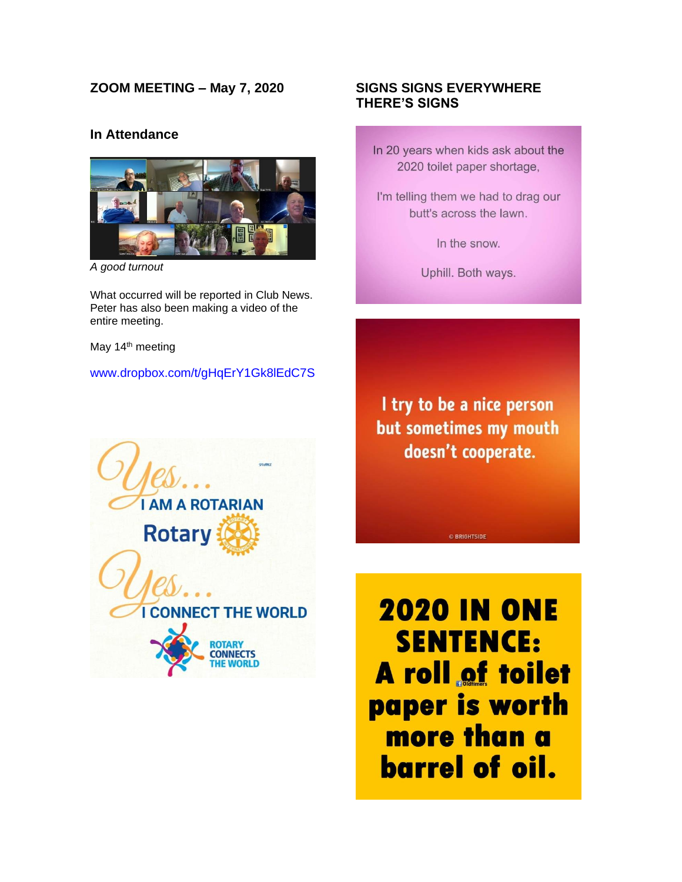## ZOOM MEETING – May 7, 2020

### In Attendance

*A good turnout*

What occurred will be reported in Club News. Peter has also been making a video of the entire meeting.

May 14th meeting

www.dropbox.com/t/gHqErY1Gk8lEdC7S

## SIGNS SIGNS EVERYWHERE THERE'S SIGNS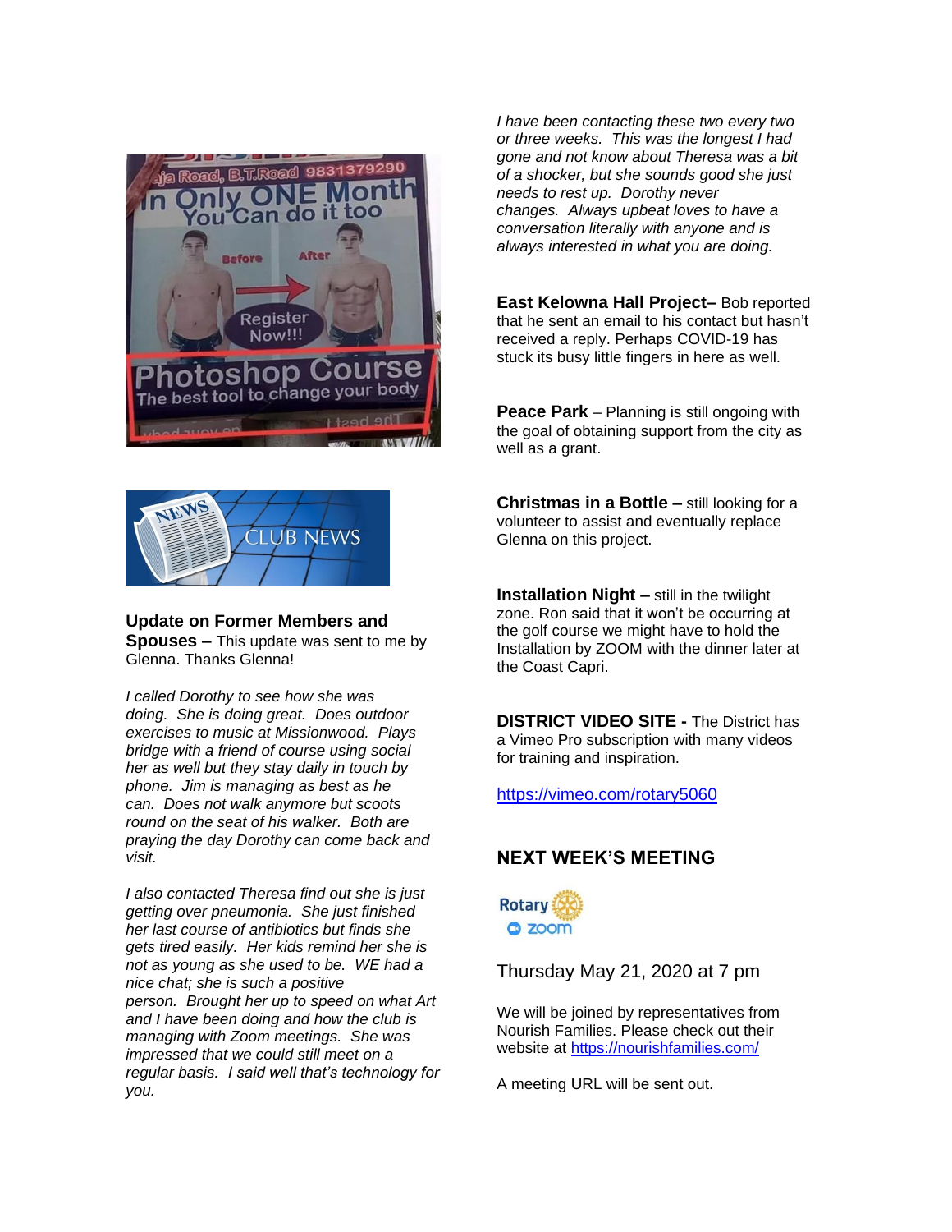**Update on Former Members and Spouses –** This update was sent to me by Glenna. Thanks Glenna!

*I called Dorothy to see how she was doing. She is doing great. Does outdoor exercises to music at Missionwood. Plays bridge with a friend of course using social her as well but they stay daily in touch by phone. Jim is managing as best as he can. Does not walk anymore but scoots round on the seat of his walker. Both are praying the day Dorothy can come back and visit.*

*I also contacted Theresa find out she is just getting over pneumonia. She just finished her last course of antibiotics but finds she gets tired easily. Her kids remind her she is not as young as she used to be. WE had a nice chat; she is such a positive person. Brought her up to speed on what Art and I have been doing and how the club is managing with Zoom meetings. She was impressed that we could still meet on a regular basis. I said well that's technology for you.*

*I have been contacting these two every two or three weeks. This was the longest I had gone and not know about Theresa was a bit of a shocker, but she sounds good she just needs to rest up. Dorothy never changes. Always upbeat loves to have a conversation literally with anyone and is always interested in what you are doing.*

**East Kelowna Hall Project–** Bob reported that he sent an email to his contact but hasn't received a reply. Perhaps COVID-19 has stuck its busy little fingers in here as well.

**Peace Park** – Planning is still ongoing with the goal of obtaining support from the city as well as a grant.

**Christmas in a Bottle –** still looking for a volunteer to assist and eventually replace Glenna on this project.

**Installation Night –** still in the twilight zone. Ron said that it won't be occurring at the golf course we might have to hold the Installation by ZOOM with the dinner later at the Coast Capri.

**DISTRICT VIDEO SITE -** The District has a Vimeo Pro subscription with many videos for training and inspiration.

https://vimeo.com/rotary5060

## NEXT WEEK'S MEETING

Thursday May 21, 2020 at 7 pm

We will be joined by representatives from Nourish Families. Please check out their website at https://nourishfamilies.com/

A meeting URL will be sent out.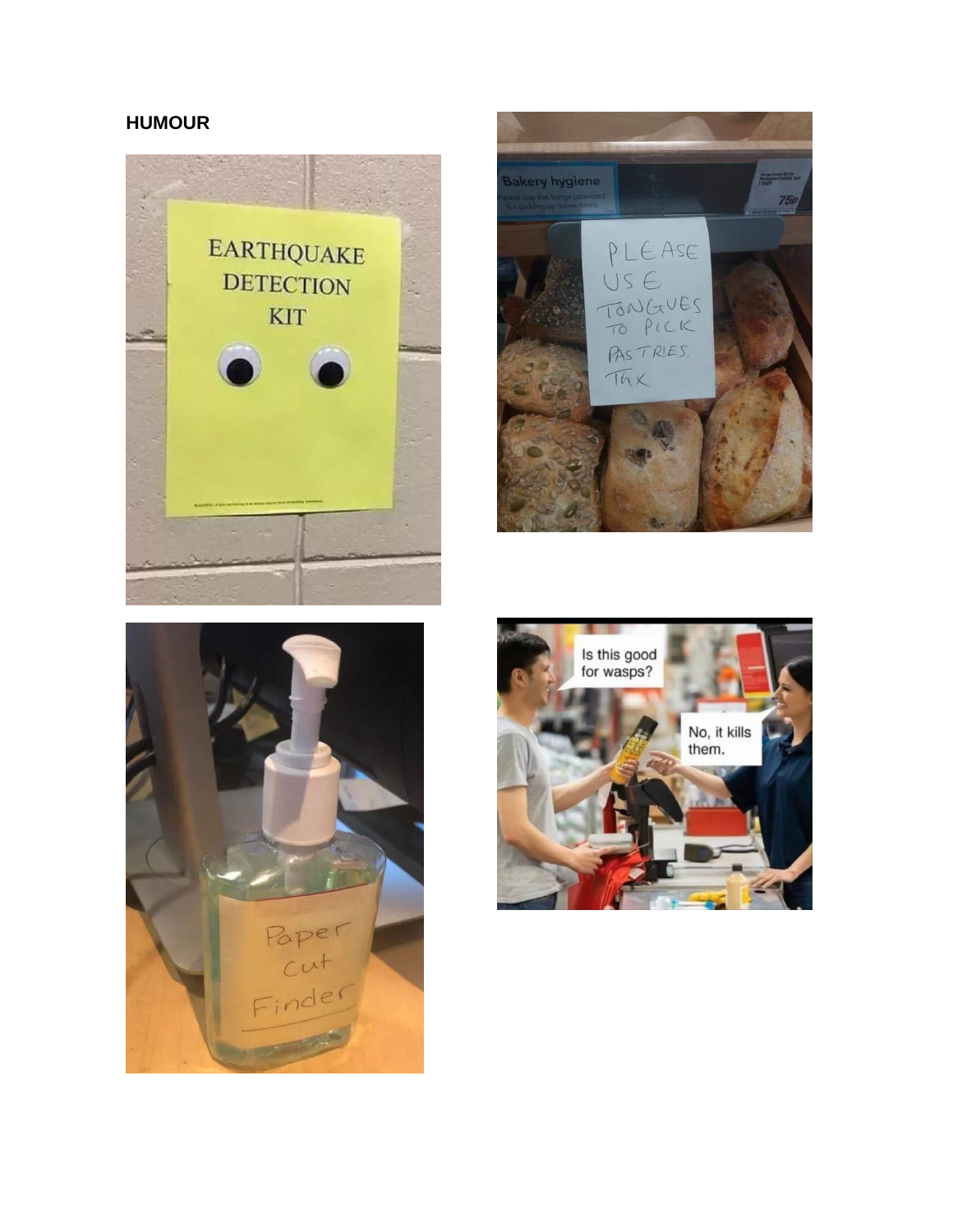**HUMOUR**

EARTHQUAKE DETECTION KIT

Bakery hygiene

Please use the tongs provided for picking up loose items.

PLEASE USE TONGUES TO PICK PASTRIES. THX

Paper Cut Finder

Is this good for wasps?

No, it kills them.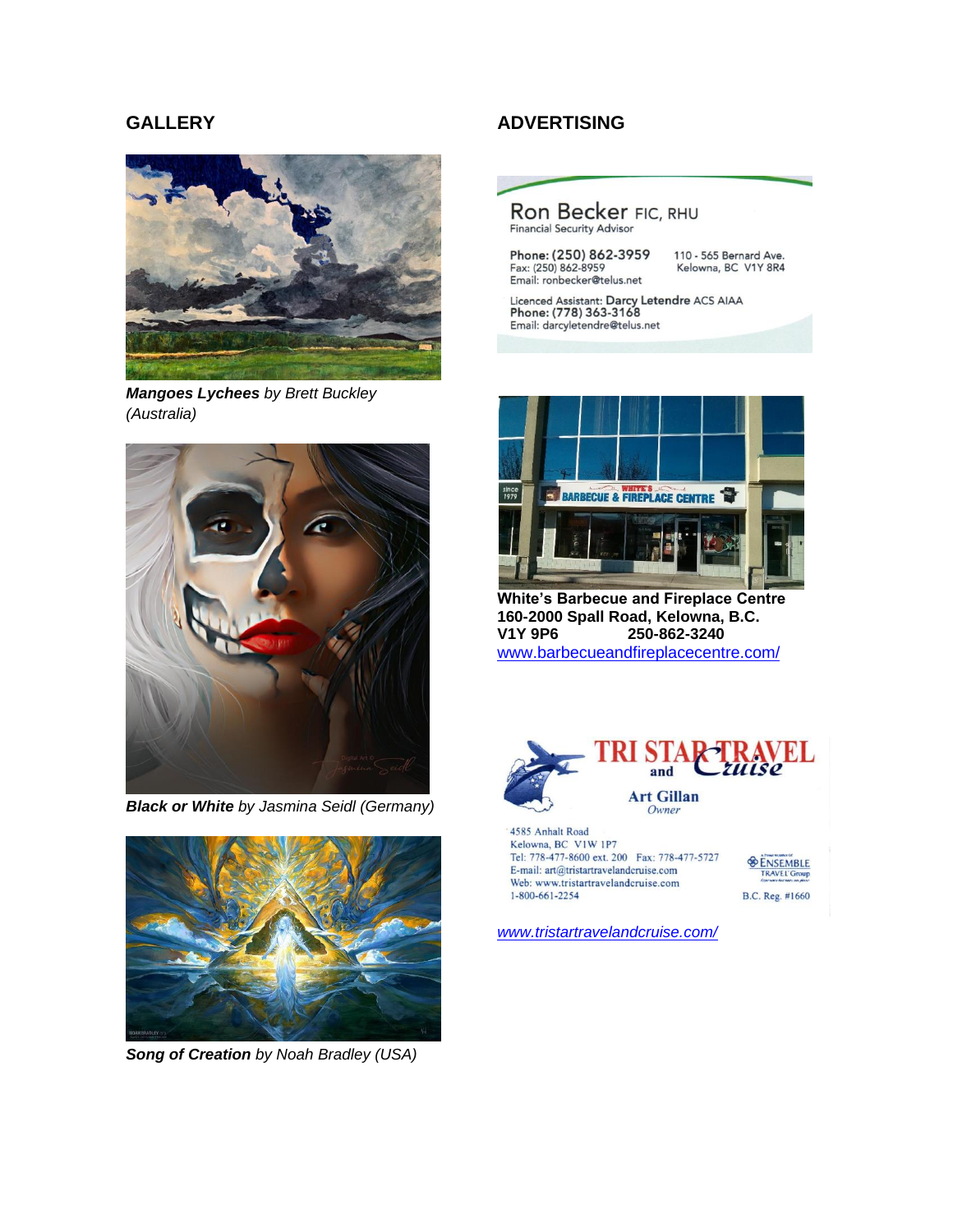## GALLERY

***Mangoes Lychees** by Brett Buckley (Australia)*

***Black or White** by Jasmina Seidl (Germany)*

***Song of Creation** by Noah Bradley (USA)*

## ADVERTISING

Ron Becker FIC, RHU
Financial Security Advisor

Phone: (250) 862-3959
Fax: (250) 862-8959
Email: ronbecker@telus.net

110 - 565 Bernard Ave.
Kelowna, BC V1Y 8R4

Licenced Assistant: Darcy Letendre ACS AIAA
Phone: (778) 363-3168
Email: darcyletendre@telus.net

**White's Barbecue and Fireplace Centre**
**160-2000 Spall Road, Kelowna, B.C.**
**V1Y 9P6 250-862-3240**
[www.barbecueandfireplacecentre.com/](www.barbecueandfireplacecentre.com/)

TRI STAR TRAVEL and Cruise

Art Gillan
Owner

4585 Anhalt Road
Kelowna, BC V1W 1P7
Tel: 778-477-8600 ext. 200 Fax: 778-477-5727
E-mail: art@tristartravelandcruise.com
Web: www.tristartravelandcruise.com
1-800-661-2254

ENSEMBLE TRAVEL Group
B.C. Reg. #1660

*[www.tristartravelandcruise.com/](www.tristartravelandcruise.com/)*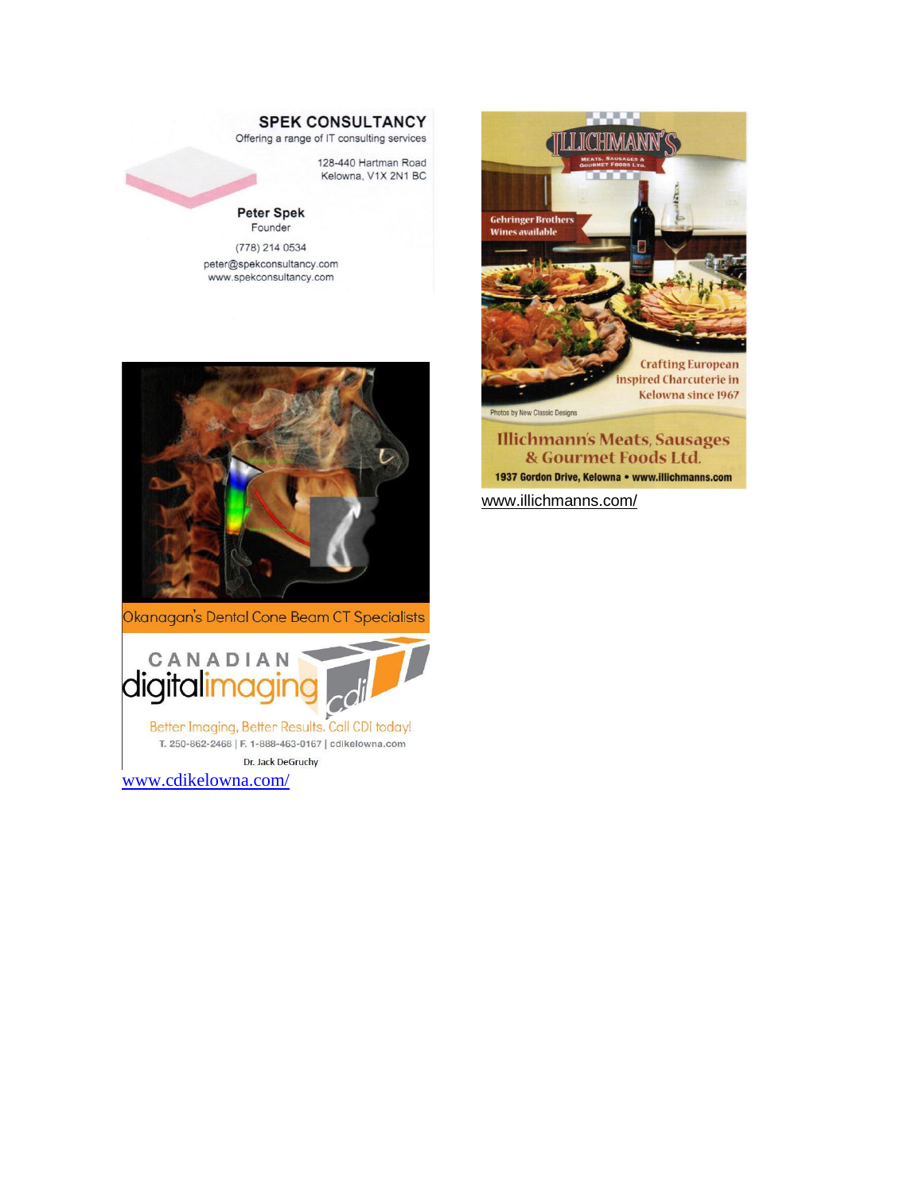**SPEK CONSULTANCY**

Offering a range of IT consulting services

128-440 Hartman Road
Kelowna, V1X 2N1 BC

**Peter Spek**
Founder

(778) 214 0534
peter@spekconsultancy.com
www.spekconsultancy.com

Okanagan's Dental Cone Beam CT Specialists

CANADIAN digitalimaging cdi

Better Imaging, Better Results. Call CDI today!

T. 250-862-2468 | F. 1-888-463-0167 | cdikelowna.com

Dr. Jack DeGruchy

www.cdikelowna.com/

ILLICHMANN'S

MEATS, SAUSAGES & GOURMET FOODS LTD.

Gehringer Brothers Wines available

Crafting European inspired Charcuterie in Kelowna since 1967

Photos by New Classic Designs

Illichmann's Meats, Sausages & Gourmet Foods Ltd.

1937 Gordon Drive, Kelowna • www.illichmanns.com

www.illichmanns.com/